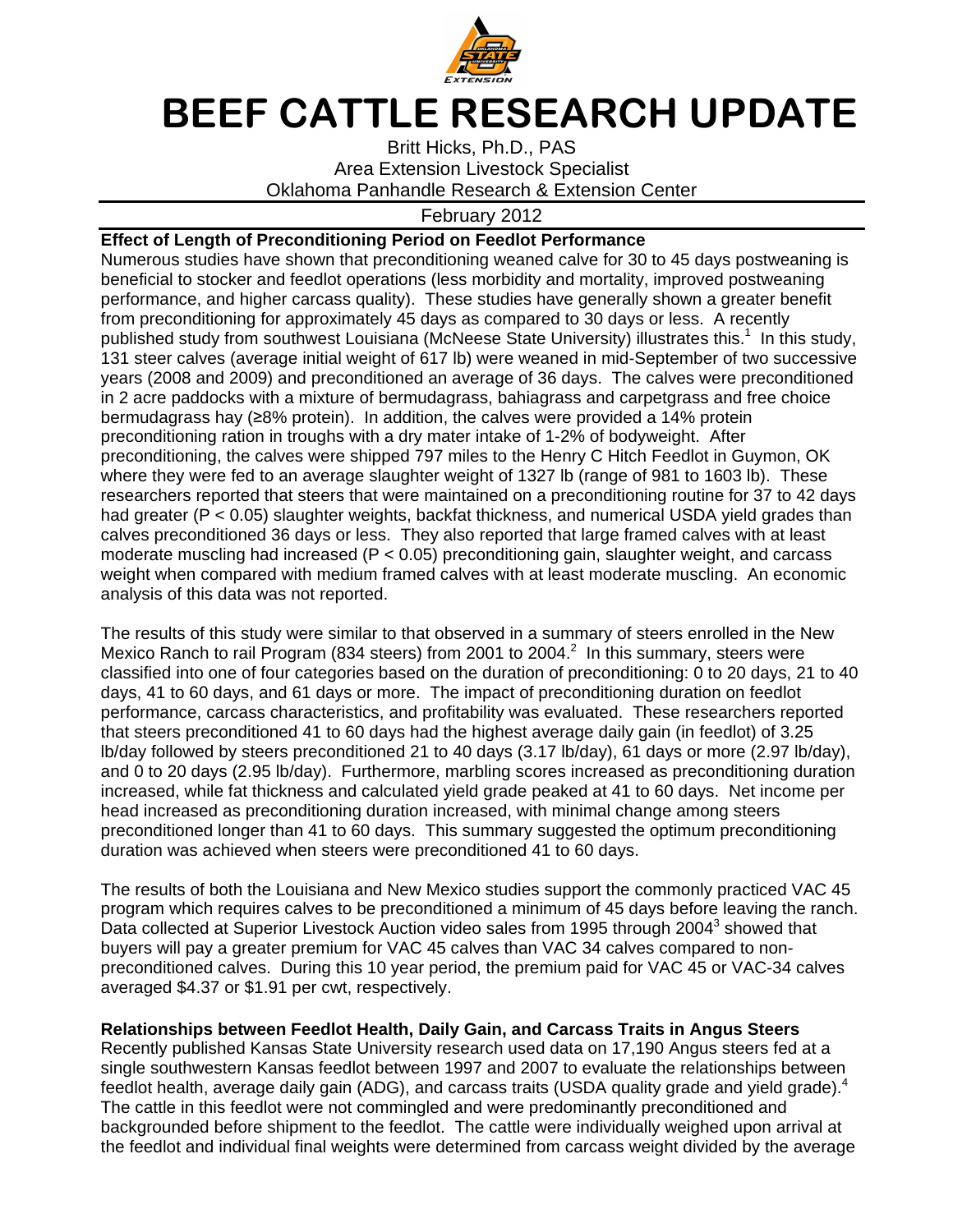# BEEF CATTLE RESEARCH UPDATE

Britt Hicks, Ph.D., PAS
Area Extension Livestock Specialist
Oklahoma Panhandle Research & Extension Center

February 2012

**Effect of Length of Preconditioning Period on Feedlot Performance**

Numerous studies have shown that preconditioning weaned calve for 30 to 45 days postweaning is beneficial to stocker and feedlot operations (less morbidity and mortality, improved postweaning performance, and higher carcass quality). These studies have generally shown a greater benefit from preconditioning for approximately 45 days as compared to 30 days or less. A recently published study from southwest Louisiana (McNeese State University) illustrates this.[1] In this study, 131 steer calves (average initial weight of 617 lb) were weaned in mid-September of two successive years (2008 and 2009) and preconditioned an average of 36 days. The calves were preconditioned in 2 acre paddocks with a mixture of bermudagrass, bahiagrass and carpetgrass and free choice bermudagrass hay (≥8% protein). In addition, the calves were provided a 14% protein preconditioning ration in troughs with a dry mater intake of 1-2% of bodyweight. After preconditioning, the calves were shipped 797 miles to the Henry C Hitch Feedlot in Guymon, OK where they were fed to an average slaughter weight of 1327 lb (range of 981 to 1603 lb). These researchers reported that steers that were maintained on a preconditioning routine for 37 to 42 days had greater ($P < 0.05$) slaughter weights, backfat thickness, and numerical USDA yield grades than calves preconditioned 36 days or less. They also reported that large framed calves with at least moderate muscling had increased ($P < 0.05$) preconditioning gain, slaughter weight, and carcass weight when compared with medium framed calves with at least moderate muscling. An economic analysis of this data was not reported.

The results of this study were similar to that observed in a summary of steers enrolled in the New Mexico Ranch to rail Program (834 steers) from 2001 to 2004.[2] In this summary, steers were classified into one of four categories based on the duration of preconditioning: 0 to 20 days, 21 to 40 days, 41 to 60 days, and 61 days or more. The impact of preconditioning duration on feedlot performance, carcass characteristics, and profitability was evaluated. These researchers reported that steers preconditioned 41 to 60 days had the highest average daily gain (in feedlot) of 3.25 lb/day followed by steers preconditioned 21 to 40 days (3.17 lb/day), 61 days or more (2.97 lb/day), and 0 to 20 days (2.95 lb/day). Furthermore, marbling scores increased as preconditioning duration increased, while fat thickness and calculated yield grade peaked at 41 to 60 days. Net income per head increased as preconditioning duration increased, with minimal change among steers preconditioned longer than 41 to 60 days. This summary suggested the optimum preconditioning duration was achieved when steers were preconditioned 41 to 60 days.

The results of both the Louisiana and New Mexico studies support the commonly practiced VAC 45 program which requires calves to be preconditioned a minimum of 45 days before leaving the ranch. Data collected at Superior Livestock Auction video sales from 1995 through 2004[3] showed that buyers will pay a greater premium for VAC 45 calves than VAC 34 calves compared to non-preconditioned calves. During this 10 year period, the premium paid for VAC 45 or VAC-34 calves averaged \$4.37 or \$1.91 per cwt, respectively.

**Relationships between Feedlot Health, Daily Gain, and Carcass Traits in Angus Steers**

Recently published Kansas State University research used data on 17,190 Angus steers fed at a single southwestern Kansas feedlot between 1997 and 2007 to evaluate the relationships between feedlot health, average daily gain (ADG), and carcass traits (USDA quality grade and yield grade).[4] The cattle in this feedlot were not commingled and were predominantly preconditioned and backgrounded before shipment to the feedlot. The cattle were individually weighed upon arrival at the feedlot and individual final weights were determined from carcass weight divided by the average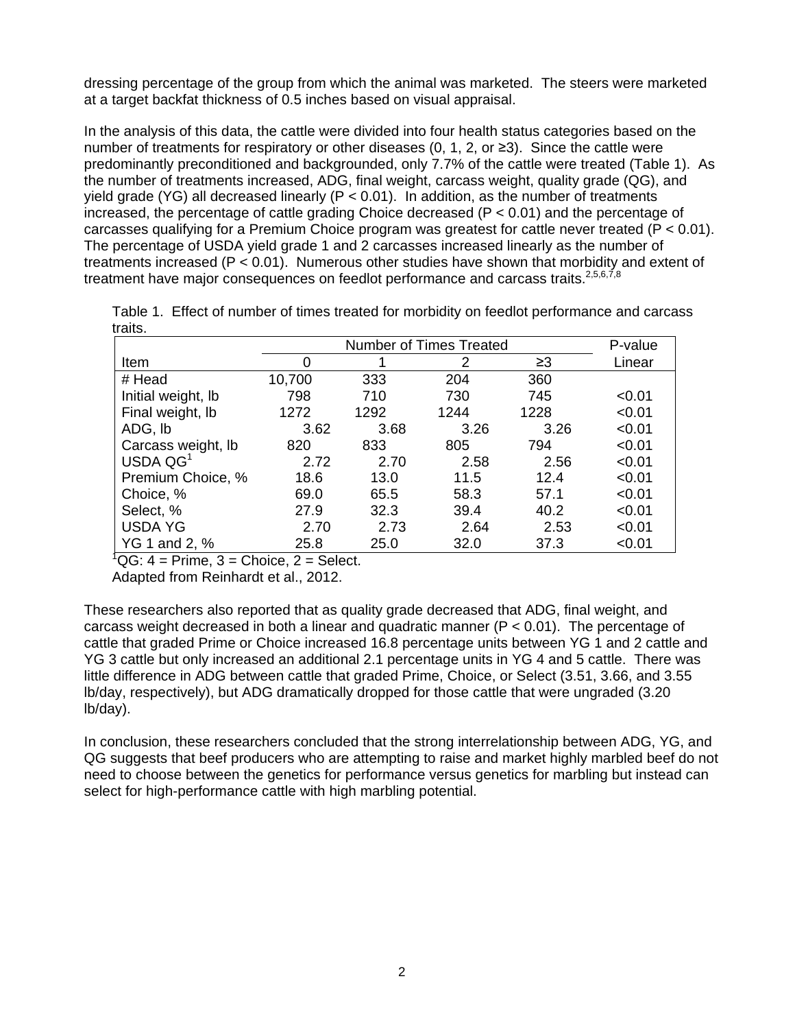dressing percentage of the group from which the animal was marketed. The steers were marketed at a target backfat thickness of 0.5 inches based on visual appraisal.

In the analysis of this data, the cattle were divided into four health status categories based on the number of treatments for respiratory or other diseases (0, 1, 2, or ≥3). Since the cattle were predominantly preconditioned and backgrounded, only 7.7% of the cattle were treated (Table 1). As the number of treatments increased, ADG, final weight, carcass weight, quality grade (QG), and yield grade (YG) all decreased linearly ($P < 0.01$). In addition, as the number of treatments increased, the percentage of cattle grading Choice decreased ($P < 0.01$) and the percentage of carcasses qualifying for a Premium Choice program was greatest for cattle never treated ($P < 0.01$). The percentage of USDA yield grade 1 and 2 carcasses increased linearly as the number of treatments increased ($P < 0.01$). Numerous other studies have shown that morbidity and extent of treatment have major consequences on feedlot performance and carcass traits.[2,5,6,7,8]

Table 1. Effect of number of times treated for morbidity on feedlot performance and carcass traits.

| | Number of Times Treated | | | | P-value |
|---|---|---|---|---|---|
| Item | 0 | 1 | 2 | ≥3 | Linear |
| # Head | 10,700 | 333 | 204 | 360 | |
| Initial weight, lb | 798 | 710 | 730 | 745 | <0.01 |
| Final weight, lb | 1272 | 1292 | 1244 | 1228 | <0.01 |
| ADG, lb | 3.62 | 3.68 | 3.26 | 3.26 | <0.01 |
| Carcass weight, lb | 820 | 833 | 805 | 794 | <0.01 |
| USDA QG[1] | 2.72 | 2.70 | 2.58 | 2.56 | <0.01 |
| Premium Choice, % | 18.6 | 13.0 | 11.5 | 12.4 | <0.01 |
| Choice, % | 69.0 | 65.5 | 58.3 | 57.1 | <0.01 |
| Select, % | 27.9 | 32.3 | 39.4 | 40.2 | <0.01 |
| USDA YG | 2.70 | 2.73 | 2.64 | 2.53 | <0.01 |
| YG 1 and 2, % | 25.8 | 25.0 | 32.0 | 37.3 | <0.01 |

[1]QG: 4 = Prime, 3 = Choice, 2 = Select.

Adapted from Reinhardt et al., 2012.

These researchers also reported that as quality grade decreased that ADG, final weight, and carcass weight decreased in both a linear and quadratic manner ($P < 0.01$). The percentage of cattle that graded Prime or Choice increased 16.8 percentage units between YG 1 and 2 cattle and YG 3 cattle but only increased an additional 2.1 percentage units in YG 4 and 5 cattle. There was little difference in ADG between cattle that graded Prime, Choice, or Select (3.51, 3.66, and 3.55 lb/day, respectively), but ADG dramatically dropped for those cattle that were ungraded (3.20 lb/day).

In conclusion, these researchers concluded that the strong interrelationship between ADG, YG, and QG suggests that beef producers who are attempting to raise and market highly marbled beef do not need to choose between the genetics for performance versus genetics for marbling but instead can select for high-performance cattle with high marbling potential.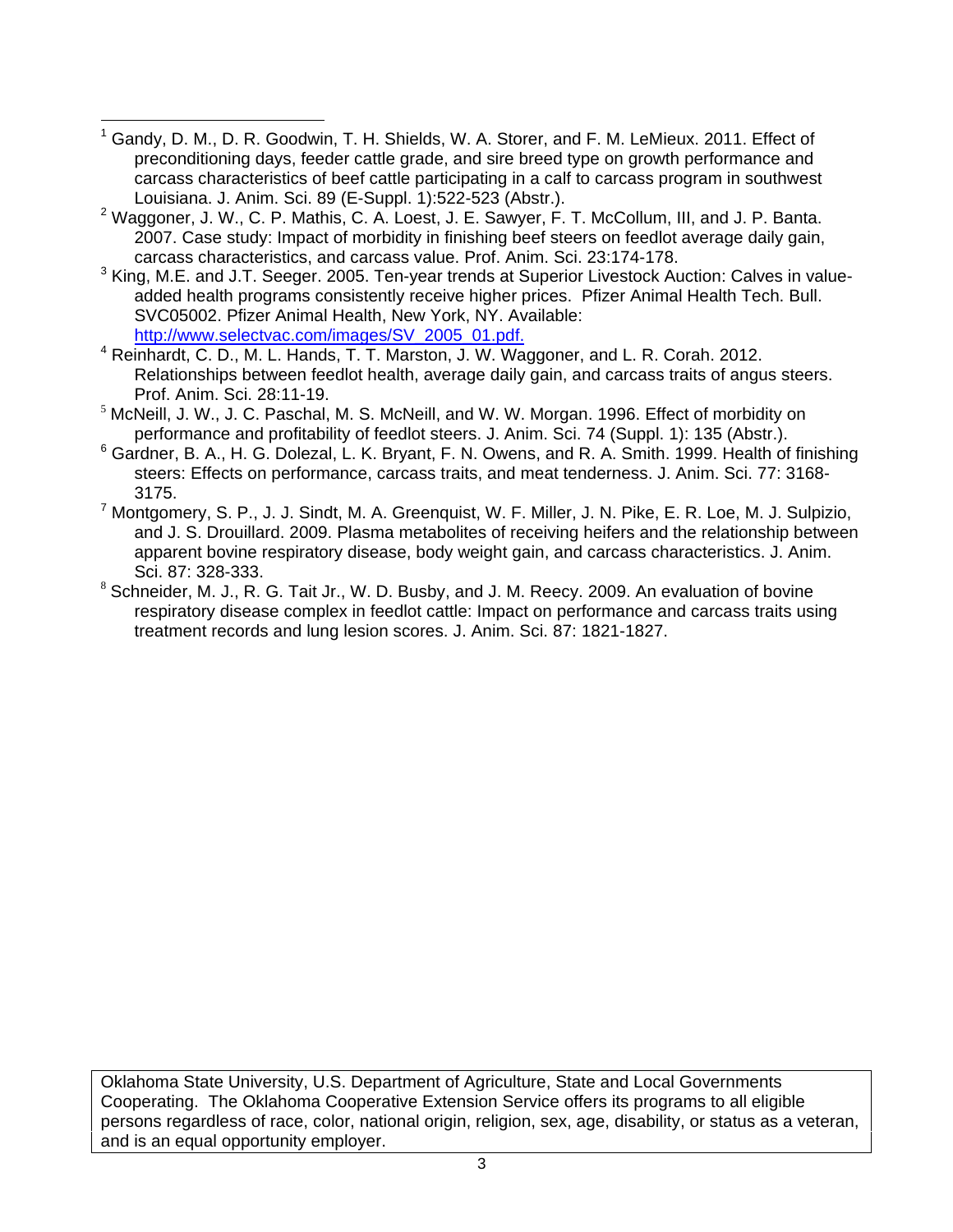[1] Gandy, D. M., D. R. Goodwin, T. H. Shields, W. A. Storer, and F. M. LeMieux. 2011. Effect of preconditioning days, feeder cattle grade, and sire breed type on growth performance and carcass characteristics of beef cattle participating in a calf to carcass program in southwest Louisiana. J. Anim. Sci. 89 (E-Suppl. 1):522-523 (Abstr.).

[2] Waggoner, J. W., C. P. Mathis, C. A. Loest, J. E. Sawyer, F. T. McCollum, III, and J. P. Banta. 2007. Case study: Impact of morbidity in finishing beef steers on feedlot average daily gain, carcass characteristics, and carcass value. Prof. Anim. Sci. 23:174-178.

[3] King, M.E. and J.T. Seeger. 2005. Ten-year trends at Superior Livestock Auction: Calves in value-added health programs consistently receive higher prices. Pfizer Animal Health Tech. Bull. SVC05002. Pfizer Animal Health, New York, NY. Available: http://www.selectvac.com/images/SV_2005_01.pdf.

[4] Reinhardt, C. D., M. L. Hands, T. T. Marston, J. W. Waggoner, and L. R. Corah. 2012. Relationships between feedlot health, average daily gain, and carcass traits of angus steers. Prof. Anim. Sci. 28:11-19.

[5] McNeill, J. W., J. C. Paschal, M. S. McNeill, and W. W. Morgan. 1996. Effect of morbidity on performance and profitability of feedlot steers. J. Anim. Sci. 74 (Suppl. 1): 135 (Abstr.).

[6] Gardner, B. A., H. G. Dolezal, L. K. Bryant, F. N. Owens, and R. A. Smith. 1999. Health of finishing steers: Effects on performance, carcass traits, and meat tenderness. J. Anim. Sci. 77: 3168-3175.

[7] Montgomery, S. P., J. J. Sindt, M. A. Greenquist, W. F. Miller, J. N. Pike, E. R. Loe, M. J. Sulpizio, and J. S. Drouillard. 2009. Plasma metabolites of receiving heifers and the relationship between apparent bovine respiratory disease, body weight gain, and carcass characteristics. J. Anim. Sci. 87: 328-333.

[8] Schneider, M. J., R. G. Tait Jr., W. D. Busby, and J. M. Reecy. 2009. An evaluation of bovine respiratory disease complex in feedlot cattle: Impact on performance and carcass traits using treatment records and lung lesion scores. J. Anim. Sci. 87: 1821-1827.

Oklahoma State University, U.S. Department of Agriculture, State and Local Governments Cooperating. The Oklahoma Cooperative Extension Service offers its programs to all eligible persons regardless of race, color, national origin, religion, sex, age, disability, or status as a veteran, and is an equal opportunity employer.